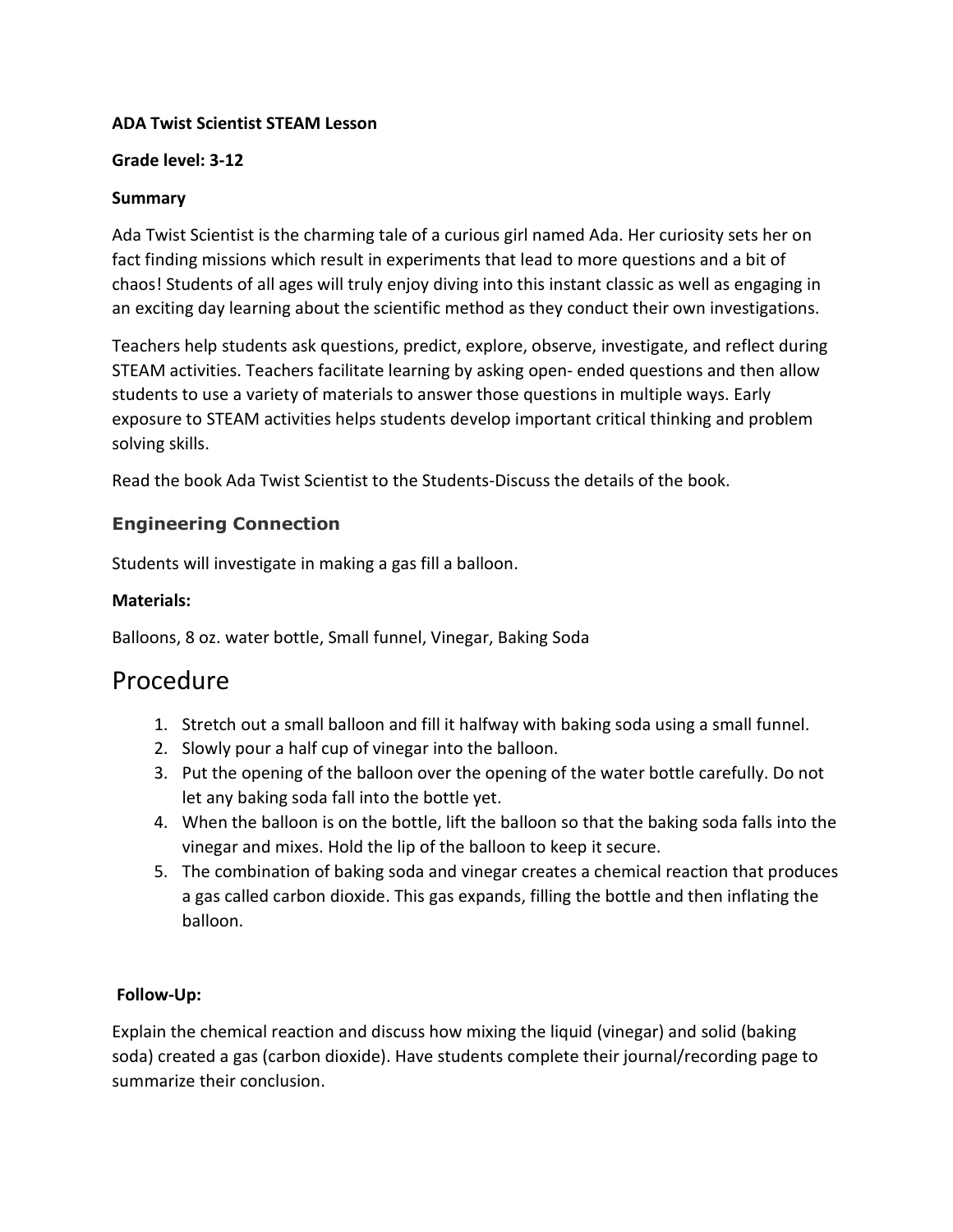**ADA Twist Scientist STEAM Lesson**

**Grade level: 3-12**

**Summary**

Ada Twist Scientist is the charming tale of a curious girl named Ada. Her curiosity sets her on fact finding missions which result in experiments that lead to more questions and a bit of chaos! Students of all ages will truly enjoy diving into this instant classic as well as engaging in an exciting day learning about the scientific method as they conduct their own investigations.

Teachers help students ask questions, predict, explore, observe, investigate, and reflect during STEAM activities. Teachers facilitate learning by asking open- ended questions and then allow students to use a variety of materials to answer those questions in multiple ways. Early exposure to STEAM activities helps students develop important critical thinking and problem solving skills.

Read the book Ada Twist Scientist to the Students-Discuss the details of the book.

### Engineering Connection

Students will investigate in making a gas fill a balloon.

**Materials:**

Balloons, 8 oz. water bottle, Small funnel, Vinegar, Baking Soda

# Procedure

1. Stretch out a small balloon and fill it halfway with baking soda using a small funnel.
2. Slowly pour a half cup of vinegar into the balloon.
3. Put the opening of the balloon over the opening of the water bottle carefully. Do not let any baking soda fall into the bottle yet.
4. When the balloon is on the bottle, lift the balloon so that the baking soda falls into the vinegar and mixes. Hold the lip of the balloon to keep it secure.
5. The combination of baking soda and vinegar creates a chemical reaction that produces a gas called carbon dioxide. This gas expands, filling the bottle and then inflating the balloon.

**Follow-Up:**

Explain the chemical reaction and discuss how mixing the liquid (vinegar) and solid (baking soda) created a gas (carbon dioxide). Have students complete their journal/recording page to summarize their conclusion.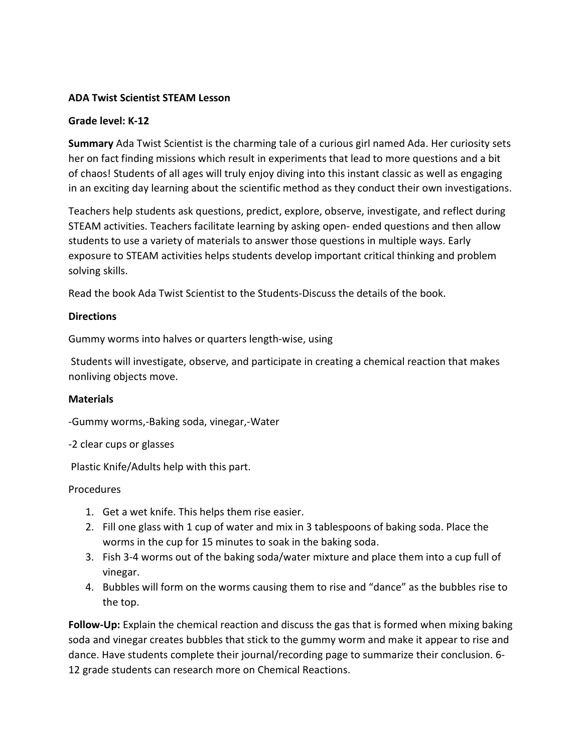**ADA Twist Scientist STEAM Lesson**

**Grade level: K-12**

**Summary** Ada Twist Scientist is the charming tale of a curious girl named Ada. Her curiosity sets her on fact finding missions which result in experiments that lead to more questions and a bit of chaos! Students of all ages will truly enjoy diving into this instant classic as well as engaging in an exciting day learning about the scientific method as they conduct their own investigations.

Teachers help students ask questions, predict, explore, observe, investigate, and reflect during STEAM activities. Teachers facilitate learning by asking open- ended questions and then allow students to use a variety of materials to answer those questions in multiple ways. Early exposure to STEAM activities helps students develop important critical thinking and problem solving skills.

Read the book Ada Twist Scientist to the Students-Discuss the details of the book.

**Directions**

Gummy worms into halves or quarters length-wise, using

Students will investigate, observe, and participate in creating a chemical reaction that makes nonliving objects move.

**Materials**

-Gummy worms,-Baking soda, vinegar,-Water

-2 clear cups or glasses

Plastic Knife/Adults help with this part.

Procedures

1. Get a wet knife. This helps them rise easier.
2. Fill one glass with 1 cup of water and mix in 3 tablespoons of baking soda. Place the worms in the cup for 15 minutes to soak in the baking soda.
3. Fish 3-4 worms out of the baking soda/water mixture and place them into a cup full of vinegar.
4. Bubbles will form on the worms causing them to rise and "dance" as the bubbles rise to the top.

**Follow-Up:** Explain the chemical reaction and discuss the gas that is formed when mixing baking soda and vinegar creates bubbles that stick to the gummy worm and make it appear to rise and dance. Have students complete their journal/recording page to summarize their conclusion. 6-12 grade students can research more on Chemical Reactions.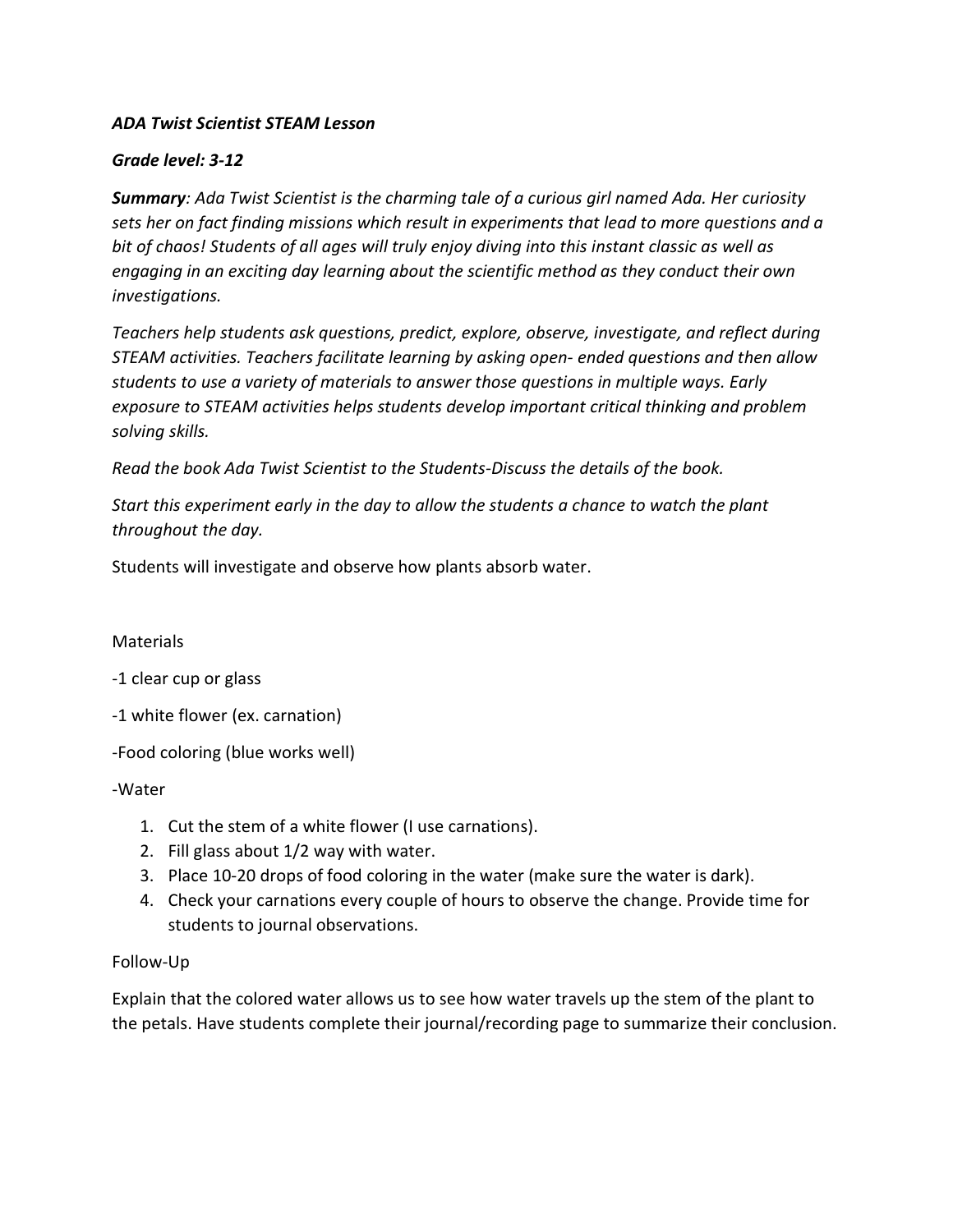***ADA Twist Scientist STEAM Lesson***

***Grade level: 3-12***

***Summary**: Ada Twist Scientist is the charming tale of a curious girl named Ada. Her curiosity sets her on fact finding missions which result in experiments that lead to more questions and a bit of chaos! Students of all ages will truly enjoy diving into this instant classic as well as engaging in an exciting day learning about the scientific method as they conduct their own investigations.*

*Teachers help students ask questions, predict, explore, observe, investigate, and reflect during STEAM activities. Teachers facilitate learning by asking open- ended questions and then allow students to use a variety of materials to answer those questions in multiple ways. Early exposure to STEAM activities helps students develop important critical thinking and problem solving skills.*

*Read the book Ada Twist Scientist to the Students-Discuss the details of the book.*

*Start this experiment early in the day to allow the students a chance to watch the plant throughout the day.*

Students will investigate and observe how plants absorb water.

Materials

-1 clear cup or glass

-1 white flower (ex. carnation)

-Food coloring (blue works well)

-Water

1. Cut the stem of a white flower (I use carnations).
2. Fill glass about 1/2 way with water.
3. Place 10-20 drops of food coloring in the water (make sure the water is dark).
4. Check your carnations every couple of hours to observe the change. Provide time for students to journal observations.

Follow-Up

Explain that the colored water allows us to see how water travels up the stem of the plant to the petals. Have students complete their journal/recording page to summarize their conclusion.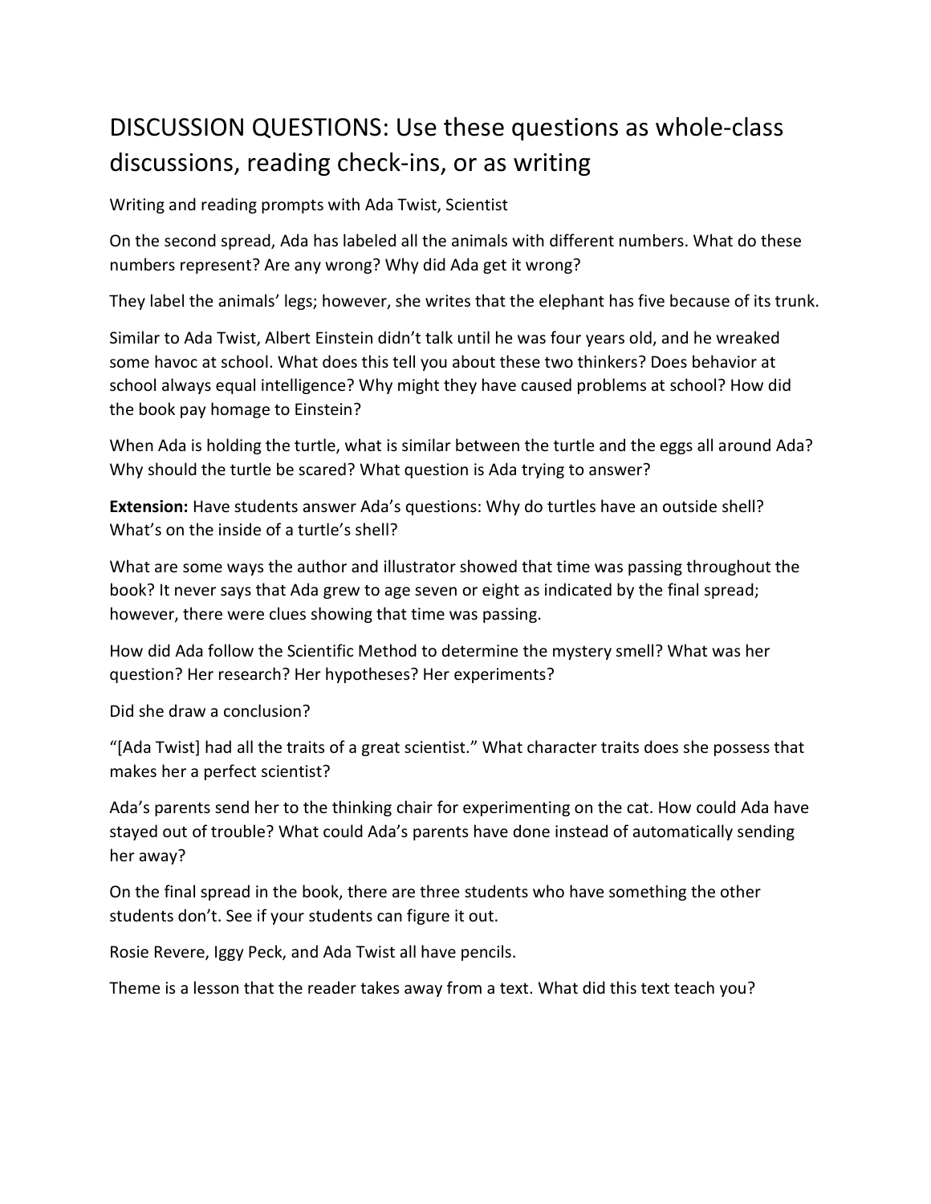# DISCUSSION QUESTIONS: Use these questions as whole-class discussions, reading check-ins, or as writing

Writing and reading prompts with Ada Twist, Scientist

On the second spread, Ada has labeled all the animals with different numbers. What do these numbers represent? Are any wrong? Why did Ada get it wrong?

They label the animals' legs; however, she writes that the elephant has five because of its trunk.

Similar to Ada Twist, Albert Einstein didn't talk until he was four years old, and he wreaked some havoc at school. What does this tell you about these two thinkers? Does behavior at school always equal intelligence? Why might they have caused problems at school? How did the book pay homage to Einstein?

When Ada is holding the turtle, what is similar between the turtle and the eggs all around Ada? Why should the turtle be scared? What question is Ada trying to answer?

**Extension:** Have students answer Ada's questions: Why do turtles have an outside shell? What's on the inside of a turtle's shell?

What are some ways the author and illustrator showed that time was passing throughout the book? It never says that Ada grew to age seven or eight as indicated by the final spread; however, there were clues showing that time was passing.

How did Ada follow the Scientific Method to determine the mystery smell? What was her question? Her research? Her hypotheses? Her experiments?

Did she draw a conclusion?

"[Ada Twist] had all the traits of a great scientist." What character traits does she possess that makes her a perfect scientist?

Ada's parents send her to the thinking chair for experimenting on the cat. How could Ada have stayed out of trouble? What could Ada's parents have done instead of automatically sending her away?

On the final spread in the book, there are three students who have something the other students don't. See if your students can figure it out.

Rosie Revere, Iggy Peck, and Ada Twist all have pencils.

Theme is a lesson that the reader takes away from a text. What did this text teach you?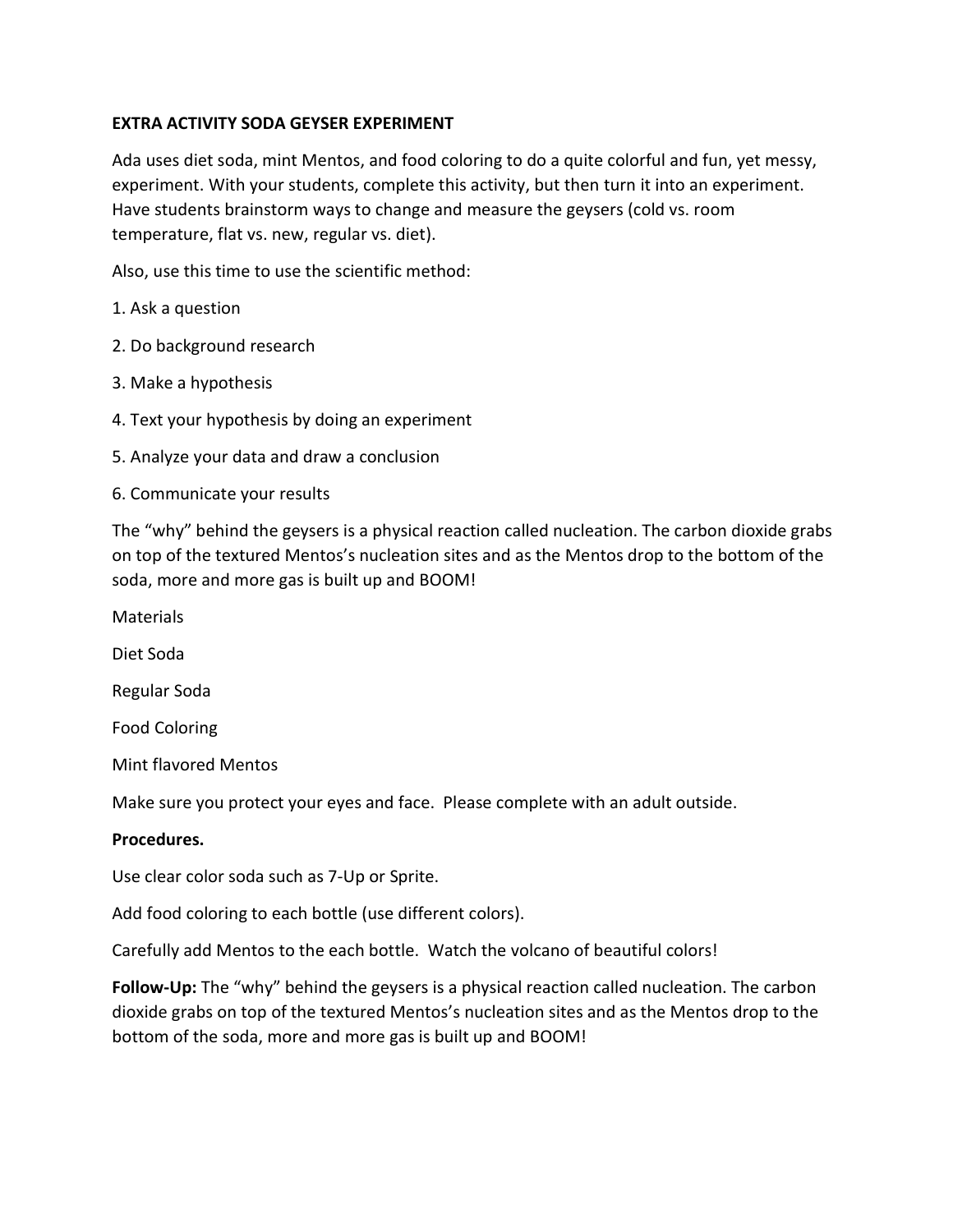**EXTRA ACTIVITY SODA GEYSER EXPERIMENT**

Ada uses diet soda, mint Mentos, and food coloring to do a quite colorful and fun, yet messy, experiment. With your students, complete this activity, but then turn it into an experiment. Have students brainstorm ways to change and measure the geysers (cold vs. room temperature, flat vs. new, regular vs. diet).

Also, use this time to use the scientific method:

1. Ask a question
2. Do background research
3. Make a hypothesis
4. Text your hypothesis by doing an experiment
5. Analyze your data and draw a conclusion
6. Communicate your results

The "why" behind the geysers is a physical reaction called nucleation. The carbon dioxide grabs on top of the textured Mentos's nucleation sites and as the Mentos drop to the bottom of the soda, more and more gas is built up and BOOM!

Materials

Diet Soda

Regular Soda

Food Coloring

Mint flavored Mentos

Make sure you protect your eyes and face. Please complete with an adult outside.

**Procedures.**

Use clear color soda such as 7-Up or Sprite.

Add food coloring to each bottle (use different colors).

Carefully add Mentos to the each bottle. Watch the volcano of beautiful colors!

**Follow-Up:** The "why" behind the geysers is a physical reaction called nucleation. The carbon dioxide grabs on top of the textured Mentos's nucleation sites and as the Mentos drop to the bottom of the soda, more and more gas is built up and BOOM!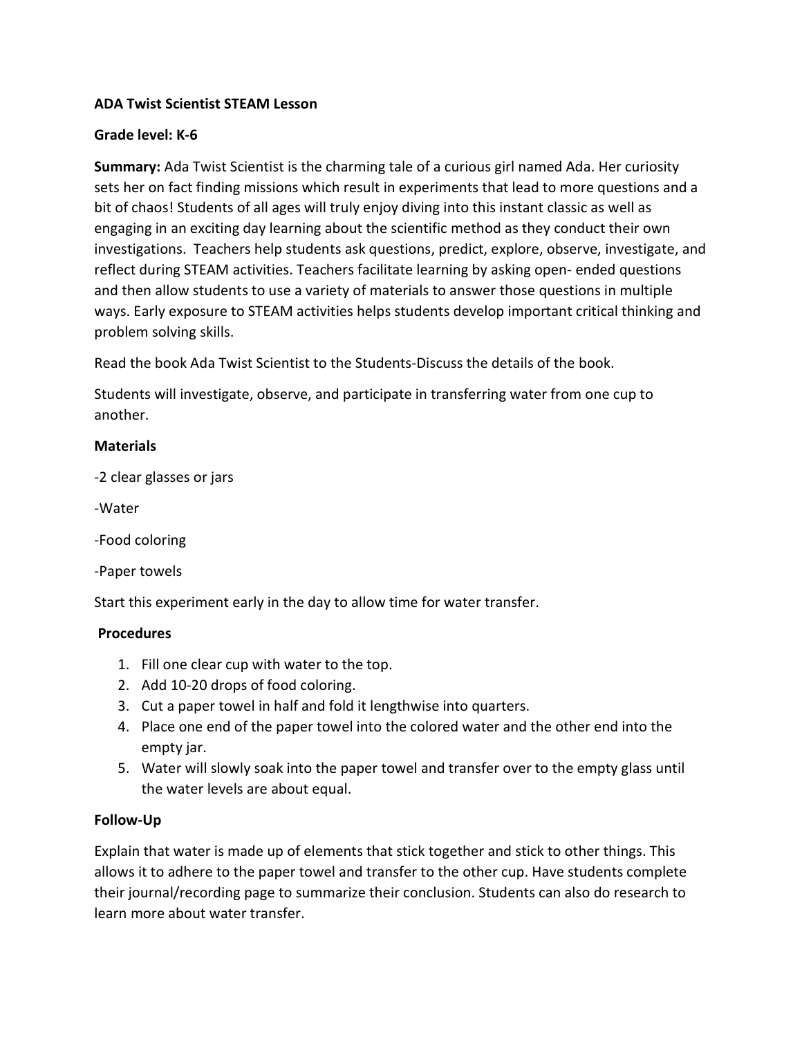**ADA Twist Scientist STEAM Lesson**

**Grade level: K-6**

**Summary:** Ada Twist Scientist is the charming tale of a curious girl named Ada. Her curiosity sets her on fact finding missions which result in experiments that lead to more questions and a bit of chaos! Students of all ages will truly enjoy diving into this instant classic as well as engaging in an exciting day learning about the scientific method as they conduct their own investigations. Teachers help students ask questions, predict, explore, observe, investigate, and reflect during STEAM activities. Teachers facilitate learning by asking open- ended questions and then allow students to use a variety of materials to answer those questions in multiple ways. Early exposure to STEAM activities helps students develop important critical thinking and problem solving skills.

Read the book Ada Twist Scientist to the Students-Discuss the details of the book.

Students will investigate, observe, and participate in transferring water from one cup to another.

**Materials**

-2 clear glasses or jars

-Water

-Food coloring

-Paper towels

Start this experiment early in the day to allow time for water transfer.

**Procedures**

1. Fill one clear cup with water to the top.
2. Add 10-20 drops of food coloring.
3. Cut a paper towel in half and fold it lengthwise into quarters.
4. Place one end of the paper towel into the colored water and the other end into the empty jar.
5. Water will slowly soak into the paper towel and transfer over to the empty glass until the water levels are about equal.

**Follow-Up**

Explain that water is made up of elements that stick together and stick to other things. This allows it to adhere to the paper towel and transfer to the other cup. Have students complete their journal/recording page to summarize their conclusion. Students can also do research to learn more about water transfer.